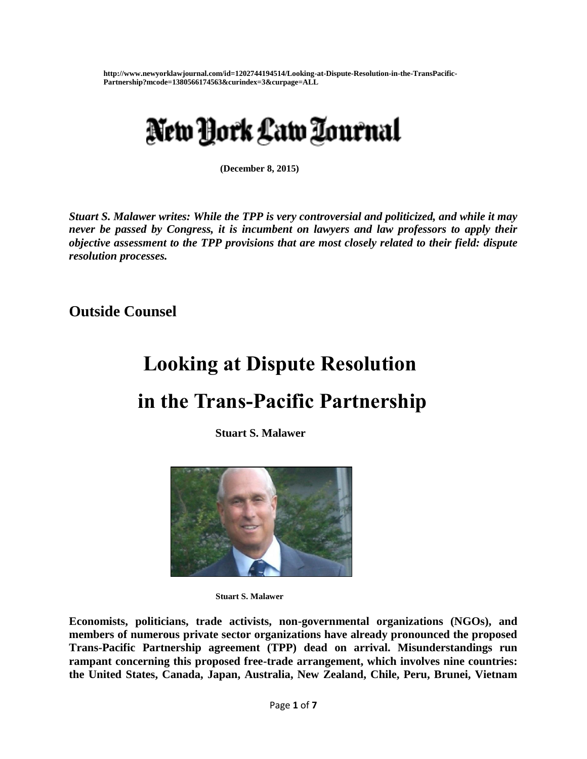**http://www.newyorklawjournal.com/id=1202744194514/Looking-at-Dispute-Resolution-in-the-TransPacific-Partnership?mcode=1380566174563&curindex=3&curpage=ALL**

# New York Law Journal

**(December 8, 2015)**

***Stuart S. Malawer writes: While the TPP is very controversial and politicized, and while it may never be passed by Congress, it is incumbent on lawyers and law professors to apply their objective assessment to the TPP provisions that are most closely related to their field: dispute resolution processes.***

## Outside Counsel

# Looking at Dispute Resolution in the Trans-Pacific Partnership

**Stuart S. Malawer**

**Stuart S. Malawer**

**Economists, politicians, trade activists, non-governmental organizations (NGOs), and members of numerous private sector organizations have already pronounced the proposed Trans-Pacific Partnership agreement (TPP) dead on arrival. Misunderstandings run rampant concerning this proposed free-trade arrangement, which involves nine countries: the United States, Canada, Japan, Australia, New Zealand, Chile, Peru, Brunei, Vietnam**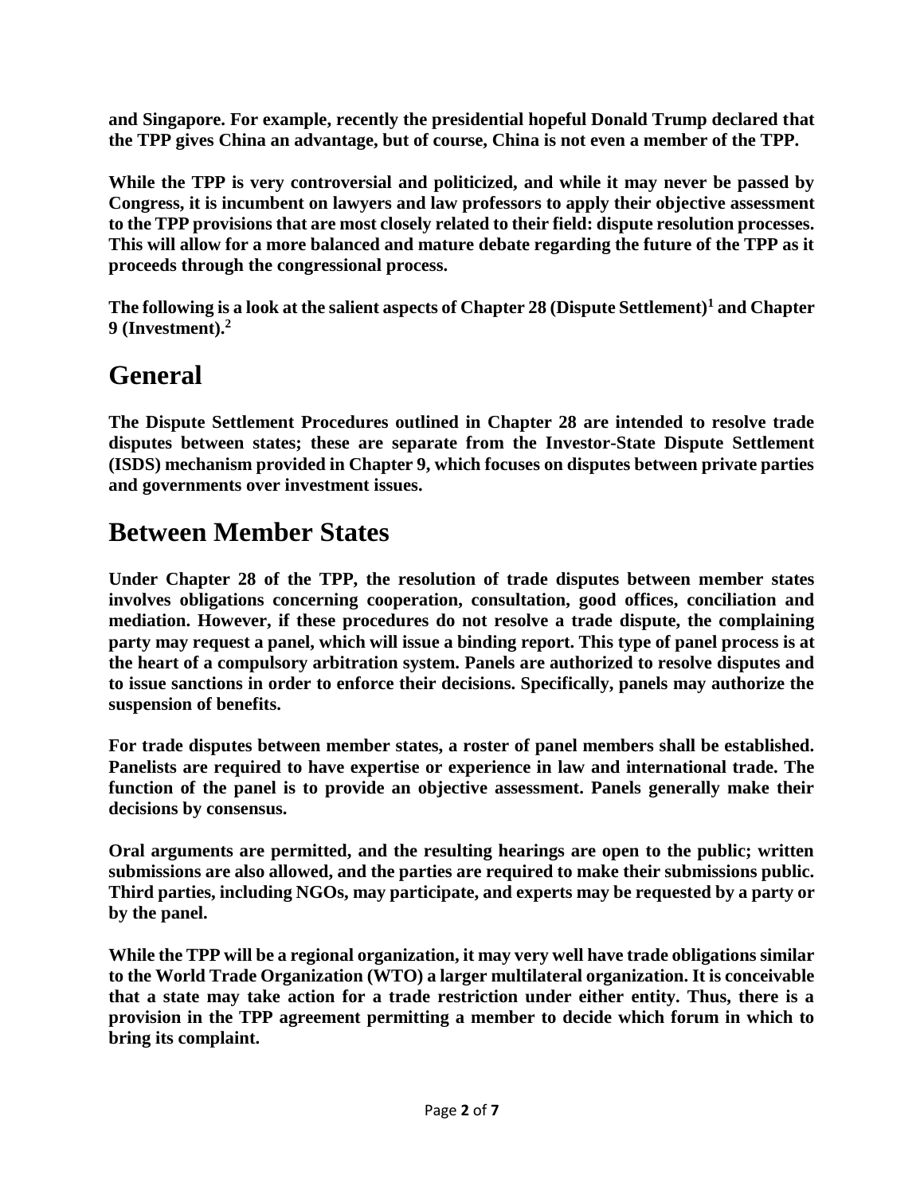**and Singapore. For example, recently the presidential hopeful Donald Trump declared that the TPP gives China an advantage, but of course, China is not even a member of the TPP.**

**While the TPP is very controversial and politicized, and while it may never be passed by Congress, it is incumbent on lawyers and law professors to apply their objective assessment to the TPP provisions that are most closely related to their field: dispute resolution processes. This will allow for a more balanced and mature debate regarding the future of the TPP as it proceeds through the congressional process.**

**The following is a look at the salient aspects of Chapter 28 (Dispute Settlement)[1] and Chapter 9 (Investment).[2]**

## General

**The Dispute Settlement Procedures outlined in Chapter 28 are intended to resolve trade disputes between states; these are separate from the Investor-State Dispute Settlement (ISDS) mechanism provided in Chapter 9, which focuses on disputes between private parties and governments over investment issues.**

## Between Member States

**Under Chapter 28 of the TPP, the resolution of trade disputes between member states involves obligations concerning cooperation, consultation, good offices, conciliation and mediation. However, if these procedures do not resolve a trade dispute, the complaining party may request a panel, which will issue a binding report. This type of panel process is at the heart of a compulsory arbitration system. Panels are authorized to resolve disputes and to issue sanctions in order to enforce their decisions. Specifically, panels may authorize the suspension of benefits.**

**For trade disputes between member states, a roster of panel members shall be established. Panelists are required to have expertise or experience in law and international trade. The function of the panel is to provide an objective assessment. Panels generally make their decisions by consensus.**

**Oral arguments are permitted, and the resulting hearings are open to the public; written submissions are also allowed, and the parties are required to make their submissions public. Third parties, including NGOs, may participate, and experts may be requested by a party or by the panel.**

**While the TPP will be a regional organization, it may very well have trade obligations similar to the World Trade Organization (WTO) a larger multilateral organization. It is conceivable that a state may take action for a trade restriction under either entity. Thus, there is a provision in the TPP agreement permitting a member to decide which forum in which to bring its complaint.**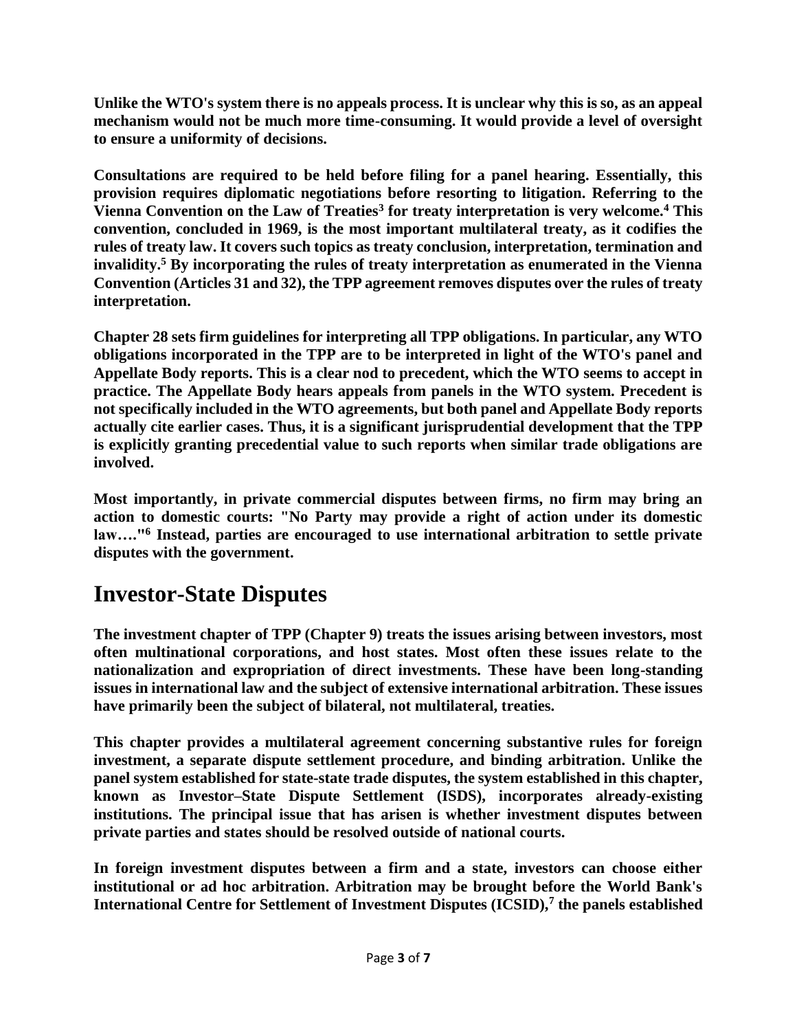**Unlike the WTO's system there is no appeals process. It is unclear why this is so, as an appeal mechanism would not be much more time-consuming. It would provide a level of oversight to ensure a uniformity of decisions.**

**Consultations are required to be held before filing for a panel hearing. Essentially, this provision requires diplomatic negotiations before resorting to litigation. Referring to the Vienna Convention on the Law of Treaties[3] for treaty interpretation is very welcome.[4] This convention, concluded in 1969, is the most important multilateral treaty, as it codifies the rules of treaty law. It covers such topics as treaty conclusion, interpretation, termination and invalidity.[5] By incorporating the rules of treaty interpretation as enumerated in the Vienna Convention (Articles 31 and 32), the TPP agreement removes disputes over the rules of treaty interpretation.**

**Chapter 28 sets firm guidelines for interpreting all TPP obligations. In particular, any WTO obligations incorporated in the TPP are to be interpreted in light of the WTO's panel and Appellate Body reports. This is a clear nod to precedent, which the WTO seems to accept in practice. The Appellate Body hears appeals from panels in the WTO system. Precedent is not specifically included in the WTO agreements, but both panel and Appellate Body reports actually cite earlier cases. Thus, it is a significant jurisprudential development that the TPP is explicitly granting precedential value to such reports when similar trade obligations are involved.**

**Most importantly, in private commercial disputes between firms, no firm may bring an action to domestic courts: "No Party may provide a right of action under its domestic law…."[6] Instead, parties are encouraged to use international arbitration to settle private disputes with the government.**

## Investor-State Disputes

**The investment chapter of TPP (Chapter 9) treats the issues arising between investors, most often multinational corporations, and host states. Most often these issues relate to the nationalization and expropriation of direct investments. These have been long-standing issues in international law and the subject of extensive international arbitration. These issues have primarily been the subject of bilateral, not multilateral, treaties.**

**This chapter provides a multilateral agreement concerning substantive rules for foreign investment, a separate dispute settlement procedure, and binding arbitration. Unlike the panel system established for state-state trade disputes, the system established in this chapter, known as Investor–State Dispute Settlement (ISDS), incorporates already-existing institutions. The principal issue that has arisen is whether investment disputes between private parties and states should be resolved outside of national courts.**

**In foreign investment disputes between a firm and a state, investors can choose either institutional or ad hoc arbitration. Arbitration may be brought before the World Bank's International Centre for Settlement of Investment Disputes (ICSID),[7] the panels established**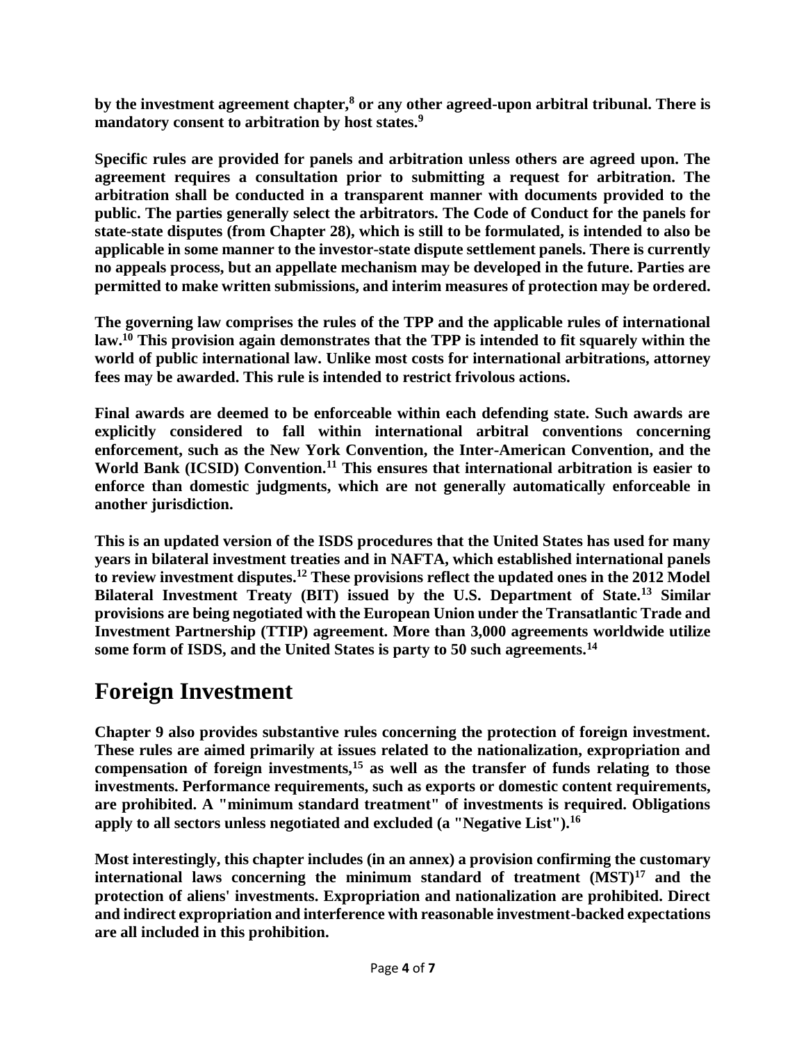**by the investment agreement chapter,[8] or any other agreed-upon arbitral tribunal. There is mandatory consent to arbitration by host states.[9]**

**Specific rules are provided for panels and arbitration unless others are agreed upon. The agreement requires a consultation prior to submitting a request for arbitration. The arbitration shall be conducted in a transparent manner with documents provided to the public. The parties generally select the arbitrators. The Code of Conduct for the panels for state-state disputes (from Chapter 28), which is still to be formulated, is intended to also be applicable in some manner to the investor-state dispute settlement panels. There is currently no appeals process, but an appellate mechanism may be developed in the future. Parties are permitted to make written submissions, and interim measures of protection may be ordered.**

**The governing law comprises the rules of the TPP and the applicable rules of international law.[10] This provision again demonstrates that the TPP is intended to fit squarely within the world of public international law. Unlike most costs for international arbitrations, attorney fees may be awarded. This rule is intended to restrict frivolous actions.**

**Final awards are deemed to be enforceable within each defending state. Such awards are explicitly considered to fall within international arbitral conventions concerning enforcement, such as the New York Convention, the Inter-American Convention, and the World Bank (ICSID) Convention.[11] This ensures that international arbitration is easier to enforce than domestic judgments, which are not generally automatically enforceable in another jurisdiction.**

**This is an updated version of the ISDS procedures that the United States has used for many years in bilateral investment treaties and in NAFTA, which established international panels to review investment disputes.[12] These provisions reflect the updated ones in the 2012 Model Bilateral Investment Treaty (BIT) issued by the U.S. Department of State.[13] Similar provisions are being negotiated with the European Union under the Transatlantic Trade and Investment Partnership (TTIP) agreement. More than 3,000 agreements worldwide utilize some form of ISDS, and the United States is party to 50 such agreements.[14]**

# Foreign Investment

**Chapter 9 also provides substantive rules concerning the protection of foreign investment. These rules are aimed primarily at issues related to the nationalization, expropriation and compensation of foreign investments,[15] as well as the transfer of funds relating to those investments. Performance requirements, such as exports or domestic content requirements, are prohibited. A "minimum standard treatment" of investments is required. Obligations apply to all sectors unless negotiated and excluded (a "Negative List").[16]**

**Most interestingly, this chapter includes (in an annex) a provision confirming the customary international laws concerning the minimum standard of treatment (MST)[17] and the protection of aliens' investments. Expropriation and nationalization are prohibited. Direct and indirect expropriation and interference with reasonable investment-backed expectations are all included in this prohibition.**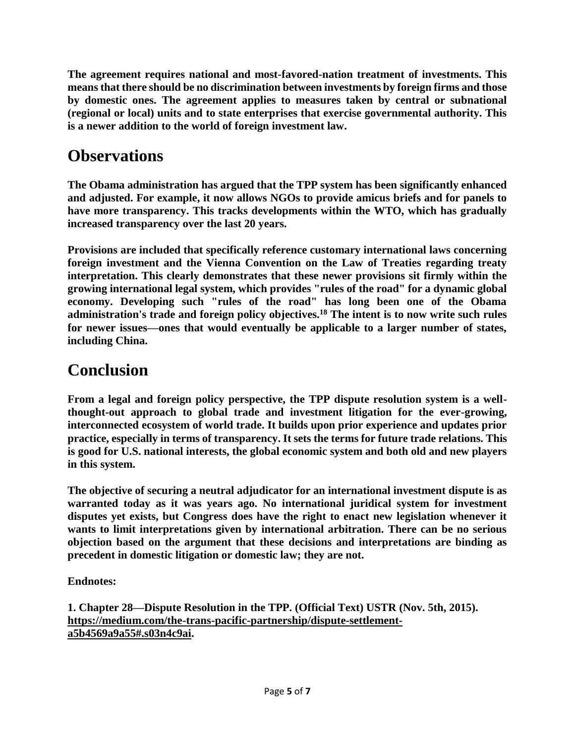**The agreement requires national and most-favored-nation treatment of investments. This means that there should be no discrimination between investments by foreign firms and those by domestic ones. The agreement applies to measures taken by central or subnational (regional or local) units and to state enterprises that exercise governmental authority. This is a newer addition to the world of foreign investment law.**

## Observations

**The Obama administration has argued that the TPP system has been significantly enhanced and adjusted. For example, it now allows NGOs to provide amicus briefs and for panels to have more transparency. This tracks developments within the WTO, which has gradually increased transparency over the last 20 years.**

**Provisions are included that specifically reference customary international laws concerning foreign investment and the Vienna Convention on the Law of Treaties regarding treaty interpretation. This clearly demonstrates that these newer provisions sit firmly within the growing international legal system, which provides "rules of the road" for a dynamic global economy. Developing such "rules of the road" has long been one of the Obama administration's trade and foreign policy objectives.[18] The intent is to now write such rules for newer issues—ones that would eventually be applicable to a larger number of states, including China.**

## Conclusion

**From a legal and foreign policy perspective, the TPP dispute resolution system is a well-thought-out approach to global trade and investment litigation for the ever-growing, interconnected ecosystem of world trade. It builds upon prior experience and updates prior practice, especially in terms of transparency. It sets the terms for future trade relations. This is good for U.S. national interests, the global economic system and both old and new players in this system.**

**The objective of securing a neutral adjudicator for an international investment dispute is as warranted today as it was years ago. No international juridical system for investment disputes yet exists, but Congress does have the right to enact new legislation whenever it wants to limit interpretations given by international arbitration. There can be no serious objection based on the argument that these decisions and interpretations are binding as precedent in domestic litigation or domestic law; they are not.**

**Endnotes:**

**1. Chapter 28—Dispute Resolution in the TPP. (Official Text) USTR (Nov. 5th, 2015). https://medium.com/the-trans-pacific-partnership/dispute-settlement-a5b4569a9a55#.s03n4c9ai.**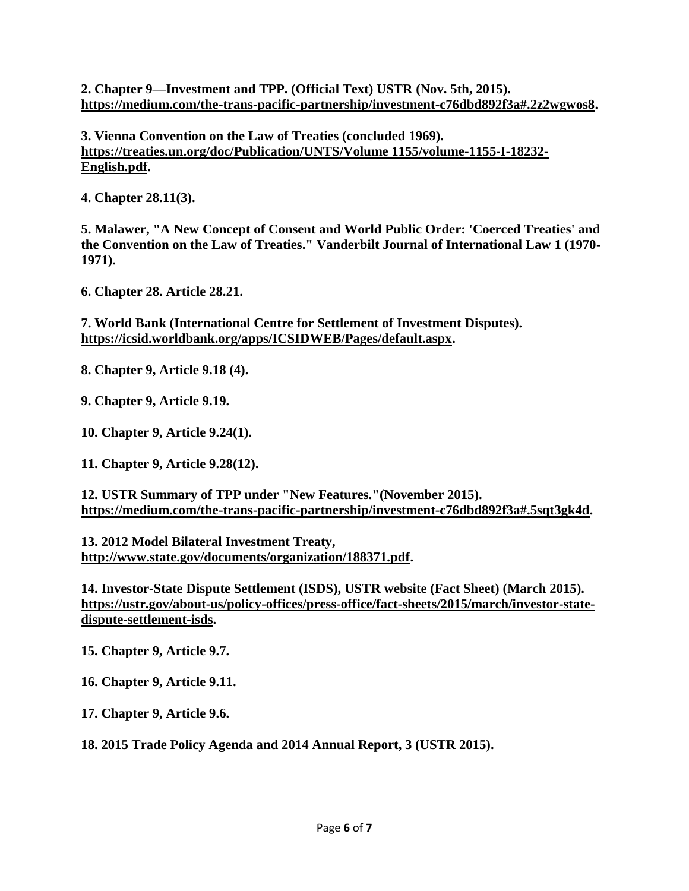**2. Chapter 9—Investment and TPP. (Official Text) USTR (Nov. 5th, 2015). https://medium.com/the-trans-pacific-partnership/investment-c76dbd892f3a#.2z2wgwos8.**

**3. Vienna Convention on the Law of Treaties (concluded 1969). https://treaties.un.org/doc/Publication/UNTS/Volume 1155/volume-1155-I-18232-English.pdf.**

**4. Chapter 28.11(3).**

**5. Malawer, "A New Concept of Consent and World Public Order: 'Coerced Treaties' and the Convention on the Law of Treaties." Vanderbilt Journal of International Law 1 (1970-1971).**

**6. Chapter 28. Article 28.21.**

**7. World Bank (International Centre for Settlement of Investment Disputes). https://icsid.worldbank.org/apps/ICSIDWEB/Pages/default.aspx.**

**8. Chapter 9, Article 9.18 (4).**

**9. Chapter 9, Article 9.19.**

**10. Chapter 9, Article 9.24(1).**

**11. Chapter 9, Article 9.28(12).**

**12. USTR Summary of TPP under "New Features."(November 2015). https://medium.com/the-trans-pacific-partnership/investment-c76dbd892f3a#.5sqt3gk4d.**

**13. 2012 Model Bilateral Investment Treaty, http://www.state.gov/documents/organization/188371.pdf.**

**14. Investor-State Dispute Settlement (ISDS), USTR website (Fact Sheet) (March 2015). https://ustr.gov/about-us/policy-offices/press-office/fact-sheets/2015/march/investor-state-dispute-settlement-isds.**

**15. Chapter 9, Article 9.7.**

**16. Chapter 9, Article 9.11.**

**17. Chapter 9, Article 9.6.**

**18. 2015 Trade Policy Agenda and 2014 Annual Report, 3 (USTR 2015).**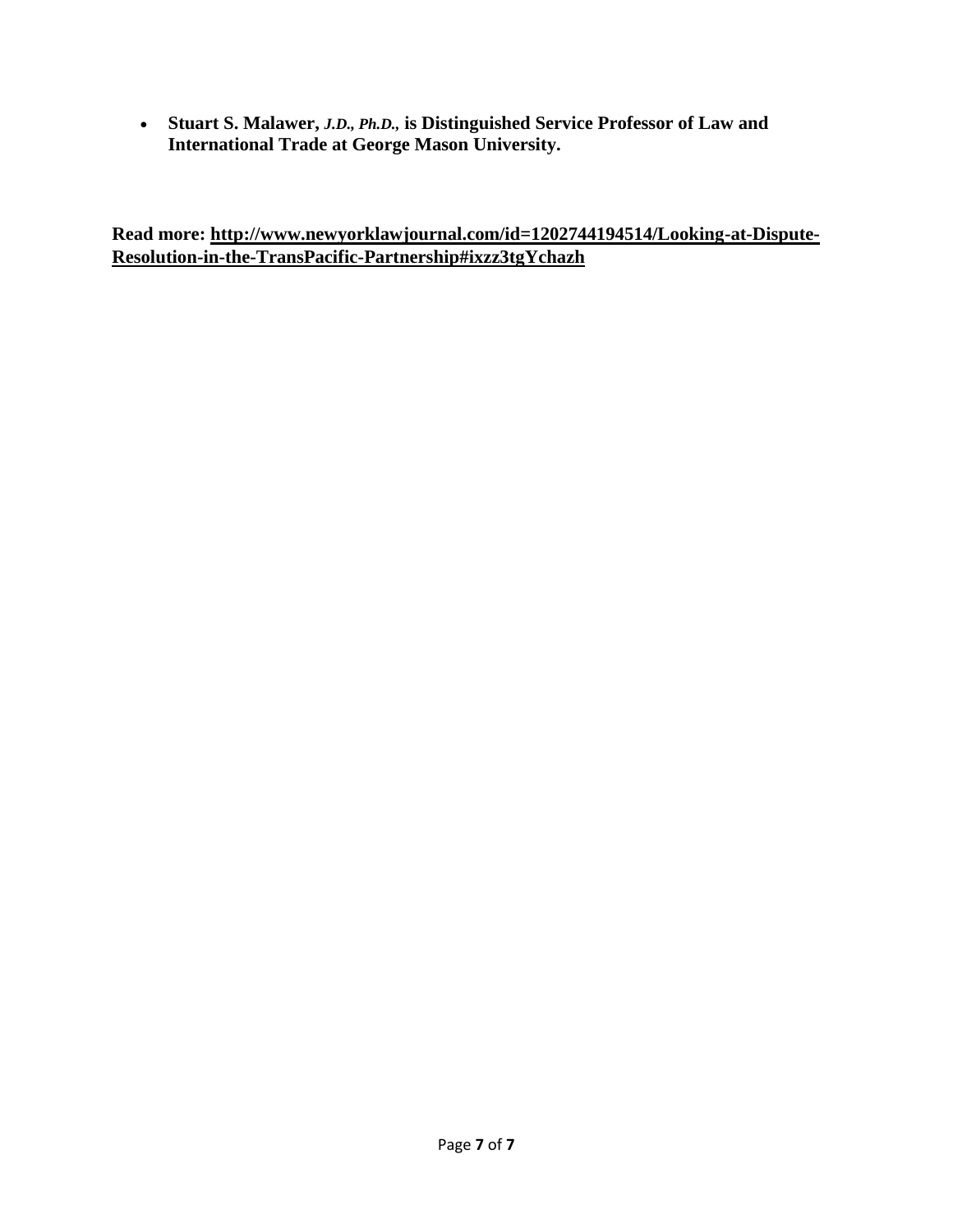- **Stuart S. Malawer,** ***J.D., Ph.D.,*** **is Distinguished Service Professor of Law and International Trade at George Mason University.**

**Read more: http://www.newyorklawjournal.com/id=1202744194514/Looking-at-Dispute-Resolution-in-the-TransPacific-Partnership#ixzz3tgYchazh**